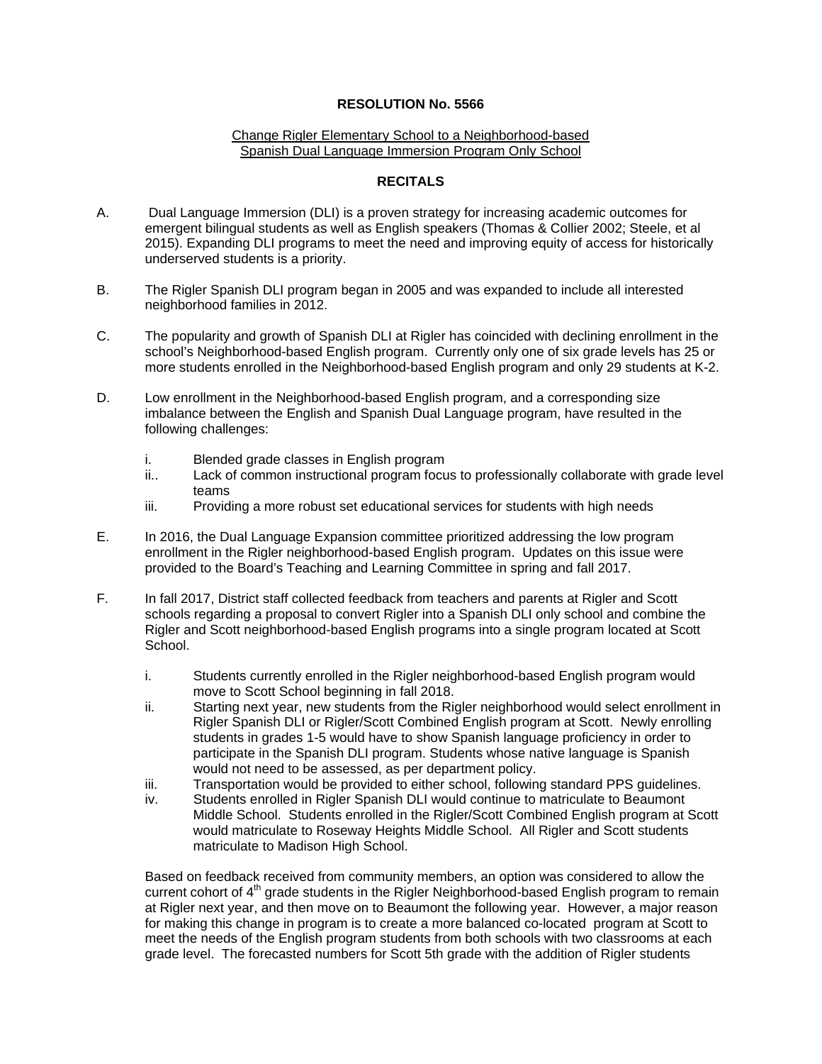**RESOLUTION No. 5566**

Change Rigler Elementary School to a Neighborhood-based Spanish Dual Language Immersion Program Only School

**RECITALS**

A. Dual Language Immersion (DLI) is a proven strategy for increasing academic outcomes for emergent bilingual students as well as English speakers (Thomas & Collier 2002; Steele, et al 2015). Expanding DLI programs to meet the need and improving equity of access for historically underserved students is a priority.

B. The Rigler Spanish DLI program began in 2005 and was expanded to include all interested neighborhood families in 2012.

C. The popularity and growth of Spanish DLI at Rigler has coincided with declining enrollment in the school's Neighborhood-based English program. Currently only one of six grade levels has 25 or more students enrolled in the Neighborhood-based English program and only 29 students at K-2.

D. Low enrollment in the Neighborhood-based English program, and a corresponding size imbalance between the English and Spanish Dual Language program, have resulted in the following challenges:

   i. Blended grade classes in English program
   ii.. Lack of common instructional program focus to professionally collaborate with grade level teams
   iii. Providing a more robust set educational services for students with high needs

E. In 2016, the Dual Language Expansion committee prioritized addressing the low program enrollment in the Rigler neighborhood-based English program. Updates on this issue were provided to the Board's Teaching and Learning Committee in spring and fall 2017.

F. In fall 2017, District staff collected feedback from teachers and parents at Rigler and Scott schools regarding a proposal to convert Rigler into a Spanish DLI only school and combine the Rigler and Scott neighborhood-based English programs into a single program located at Scott School.

   i. Students currently enrolled in the Rigler neighborhood-based English program would move to Scott School beginning in fall 2018.
   ii. Starting next year, new students from the Rigler neighborhood would select enrollment in Rigler Spanish DLI or Rigler/Scott Combined English program at Scott. Newly enrolling students in grades 1-5 would have to show Spanish language proficiency in order to participate in the Spanish DLI program. Students whose native language is Spanish would not need to be assessed, as per department policy.
   iii. Transportation would be provided to either school, following standard PPS guidelines.
   iv. Students enrolled in Rigler Spanish DLI would continue to matriculate to Beaumont Middle School. Students enrolled in the Rigler/Scott Combined English program at Scott would matriculate to Roseway Heights Middle School. All Rigler and Scott students matriculate to Madison High School.

   Based on feedback received from community members, an option was considered to allow the current cohort of 4th grade students in the Rigler Neighborhood-based English program to remain at Rigler next year, and then move on to Beaumont the following year. However, a major reason for making this change in program is to create a more balanced co-located program at Scott to meet the needs of the English program students from both schools with two classrooms at each grade level. The forecasted numbers for Scott 5th grade with the addition of Rigler students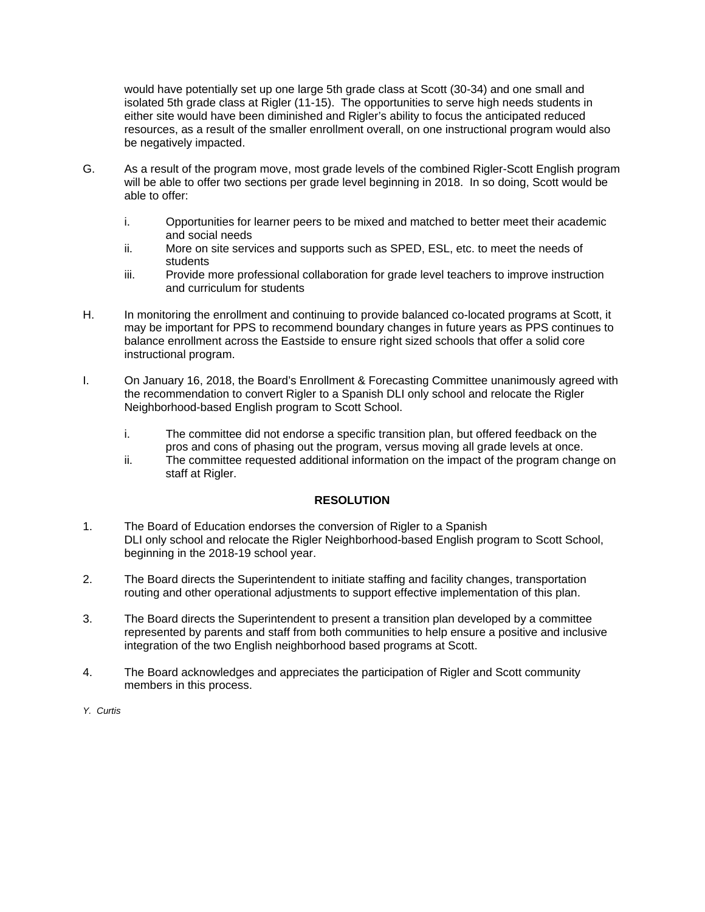would have potentially set up one large 5th grade class at Scott (30-34) and one small and isolated 5th grade class at Rigler (11-15). The opportunities to serve high needs students in either site would have been diminished and Rigler's ability to focus the anticipated reduced resources, as a result of the smaller enrollment overall, on one instructional program would also be negatively impacted.

G. As a result of the program move, most grade levels of the combined Rigler-Scott English program will be able to offer two sections per grade level beginning in 2018. In so doing, Scott would be able to offer:

   i. Opportunities for learner peers to be mixed and matched to better meet their academic and social needs
   ii. More on site services and supports such as SPED, ESL, etc. to meet the needs of students
   iii. Provide more professional collaboration for grade level teachers to improve instruction and curriculum for students

H. In monitoring the enrollment and continuing to provide balanced co-located programs at Scott, it may be important for PPS to recommend boundary changes in future years as PPS continues to balance enrollment across the Eastside to ensure right sized schools that offer a solid core instructional program.

I. On January 16, 2018, the Board's Enrollment & Forecasting Committee unanimously agreed with the recommendation to convert Rigler to a Spanish DLI only school and relocate the Rigler Neighborhood-based English program to Scott School.

   i. The committee did not endorse a specific transition plan, but offered feedback on the pros and cons of phasing out the program, versus moving all grade levels at once.
   ii. The committee requested additional information on the impact of the program change on staff at Rigler.

## RESOLUTION

1. The Board of Education endorses the conversion of Rigler to a Spanish DLI only school and relocate the Rigler Neighborhood-based English program to Scott School, beginning in the 2018-19 school year.

2. The Board directs the Superintendent to initiate staffing and facility changes, transportation routing and other operational adjustments to support effective implementation of this plan.

3. The Board directs the Superintendent to present a transition plan developed by a committee represented by parents and staff from both communities to help ensure a positive and inclusive integration of the two English neighborhood based programs at Scott.

4. The Board acknowledges and appreciates the participation of Rigler and Scott community members in this process.

*Y. Curtis*